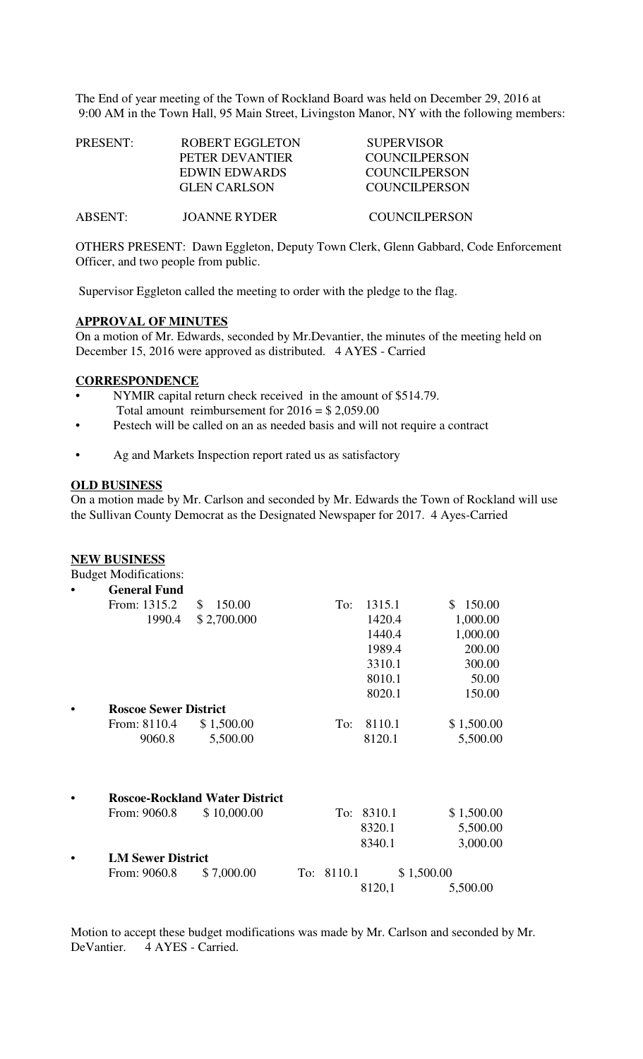The End of year meeting of the Town of Rockland Board was held on December 29, 2016 at 9:00 AM in the Town Hall, 95 Main Street, Livingston Manor, NY with the following members:

| | | |
|---|---|---|
| PRESENT: | ROBERT EGGLETON | SUPERVISOR |
| | PETER DEVANTIER | COUNCILPERSON |
| | EDWIN EDWARDS | COUNCILPERSON |
| | GLEN CARLSON | COUNCILPERSON |
| ABSENT: | JOANNE RYDER | COUNCILPERSON |

OTHERS PRESENT: Dawn Eggleton, Deputy Town Clerk, Glenn Gabbard, Code Enforcement Officer, and two people from public.

Supervisor Eggleton called the meeting to order with the pledge to the flag.

**APPROVAL OF MINUTES**

On a motion of Mr. Edwards, seconded by Mr.Devantier, the minutes of the meeting held on December 15, 2016 were approved as distributed. 4 AYES - Carried

**CORRESPONDENCE**

- NYMIR capital return check received in the amount of $514.79. Total amount reimbursement for 2016 = $ 2,059.00
- Pestech will be called on an as needed basis and will not require a contract
- Ag and Markets Inspection report rated us as satisfactory

**OLD BUSINESS**

On a motion made by Mr. Carlson and seconded by Mr. Edwards the Town of Rockland will use the Sullivan County Democrat as the Designated Newspaper for 2017. 4 Ayes-Carried

**NEW BUSINESS**

Budget Modifications:

- **General Fund**

| From: | Amount | To: | Amount |
|---|---|---|---|
| 1315.2 | $ 150.00 | 1315.1 | $ 150.00 |
| 1990.4 | $ 2,700.000 | 1420.4 | 1,000.00 |
| | | 1440.4 | 1,000.00 |
| | | 1989.4 | 200.00 |
| | | 3310.1 | 300.00 |
| | | 8010.1 | 50.00 |
| | | 8020.1 | 150.00 |

- **Roscoe Sewer District**

| From: | Amount | To: | Amount |
|---|---|---|---|
| 8110.4 | $ 1,500.00 | 8110.1 | $ 1,500.00 |
| 9060.8 | 5,500.00 | 8120.1 | 5,500.00 |

- **Roscoe-Rockland Water District**

| From: | Amount | To: | Amount |
|---|---|---|---|
| 9060.8 | $ 10,000.00 | 8310.1 | $ 1,500.00 |
| | | 8320.1 | 5,500.00 |
| | | 8340.1 | 3,000.00 |

- **LM Sewer District**

| From: | Amount | To: | Amount |
|---|---|---|---|
| 9060.8 | $ 7,000.00 | 8110.1 | $ 1,500.00 |
| | | 8120,1 | 5,500.00 |

Motion to accept these budget modifications was made by Mr. Carlson and seconded by Mr. DeVantier. 4 AYES - Carried.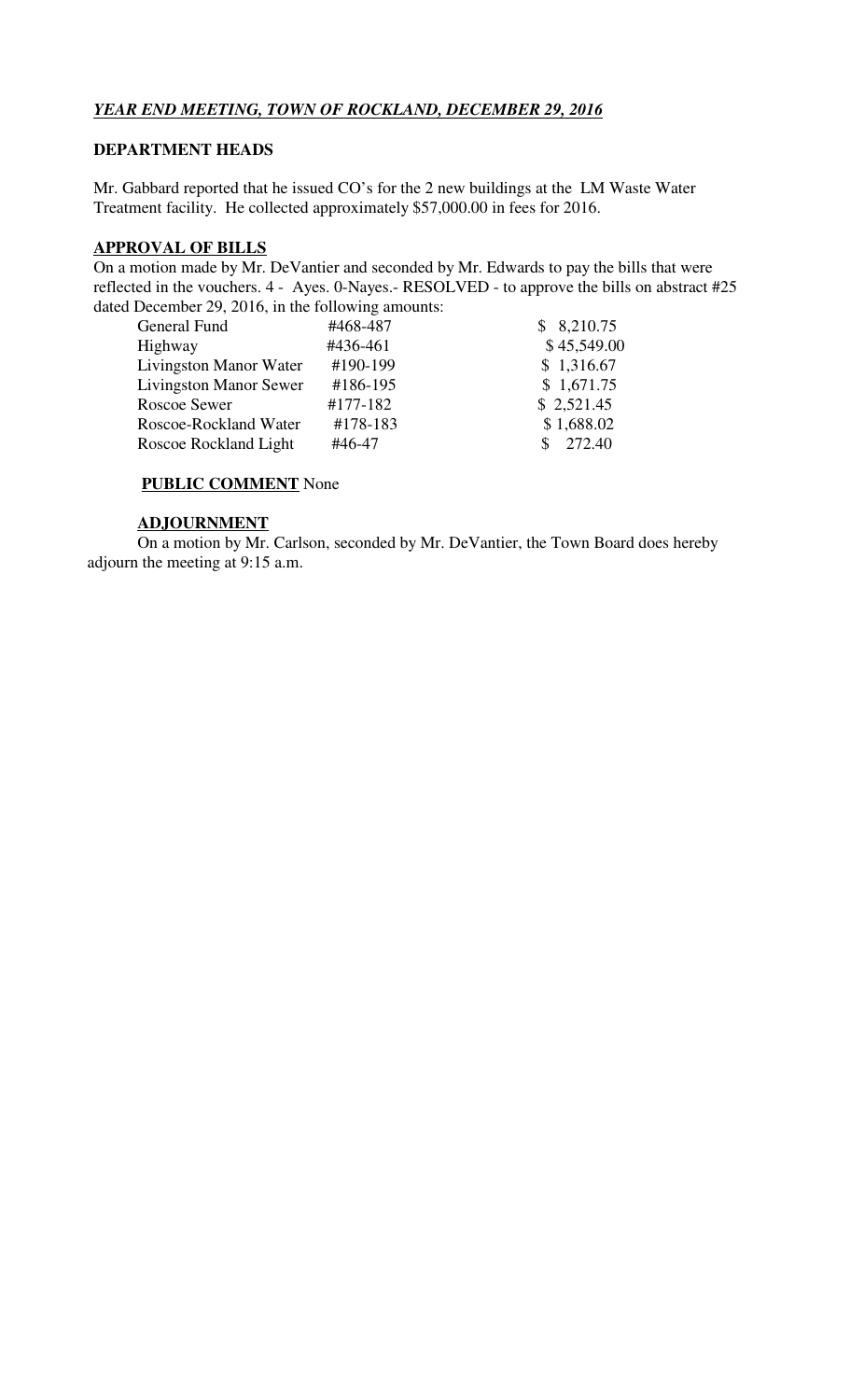***YEAR END MEETING, TOWN OF ROCKLAND, DECEMBER 29, 2016***

**DEPARTMENT HEADS**

Mr. Gabbard reported that he issued CO's for the 2 new buildings at the LM Waste Water Treatment facility. He collected approximately $57,000.00 in fees for 2016.

**APPROVAL OF BILLS**

On a motion made by Mr. DeVantier and seconded by Mr. Edwards to pay the bills that were reflected in the vouchers. 4 - Ayes. 0-Nayes.- RESOLVED - to approve the bills on abstract #25 dated December 29, 2016, in the following amounts:

| | | |
|---|---|---|
| General Fund | #468-487 | $ 8,210.75 |
| Highway | #436-461 | $ 45,549.00 |
| Livingston Manor Water | #190-199 | $ 1,316.67 |
| Livingston Manor Sewer | #186-195 | $ 1,671.75 |
| Roscoe Sewer | #177-182 | $ 2,521.45 |
| Roscoe-Rockland Water | #178-183 | $ 1,688.02 |
| Roscoe Rockland Light | #46-47 | $ 272.40 |

**PUBLIC COMMENT** None

**ADJOURNMENT**

On a motion by Mr. Carlson, seconded by Mr. DeVantier, the Town Board does hereby adjourn the meeting at 9:15 a.m.